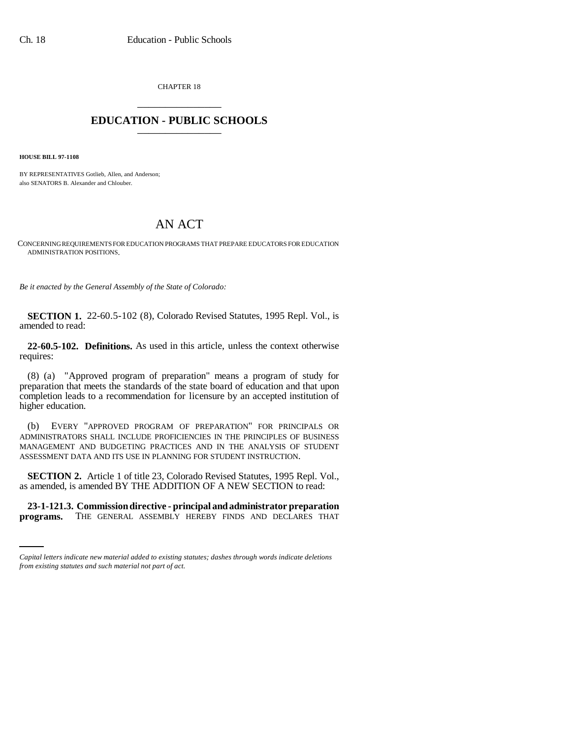CHAPTER 18

# EDUCATION - PUBLIC SCHOOLS

**HOUSE BILL 97-1108**

BY REPRESENTATIVES Gotlieb, Allen, and Anderson;
also SENATORS B. Alexander and Chlouber.

# AN ACT

CONCERNING REQUIREMENTS FOR EDUCATION PROGRAMS THAT PREPARE EDUCATORS FOR EDUCATION ADMINISTRATION POSITIONS.

*Be it enacted by the General Assembly of the State of Colorado:*

**SECTION 1.** 22-60.5-102 (8), Colorado Revised Statutes, 1995 Repl. Vol., is amended to read:

**22-60.5-102. Definitions.** As used in this article, unless the context otherwise requires:

(8) (a) "Approved program of preparation" means a program of study for preparation that meets the standards of the state board of education and that upon completion leads to a recommendation for licensure by an accepted institution of higher education.

(b) EVERY "APPROVED PROGRAM OF PREPARATION" FOR PRINCIPALS OR ADMINISTRATORS SHALL INCLUDE PROFICIENCIES IN THE PRINCIPLES OF BUSINESS MANAGEMENT AND BUDGETING PRACTICES AND IN THE ANALYSIS OF STUDENT ASSESSMENT DATA AND ITS USE IN PLANNING FOR STUDENT INSTRUCTION.

**SECTION 2.** Article 1 of title 23, Colorado Revised Statutes, 1995 Repl. Vol., as amended, is amended BY THE ADDITION OF A NEW SECTION to read:

**23-1-121.3. Commission directive - principal and administrator preparation programs.** THE GENERAL ASSEMBLY HEREBY FINDS AND DECLARES THAT

*Capital letters indicate new material added to existing statutes; dashes through words indicate deletions from existing statutes and such material not part of act.*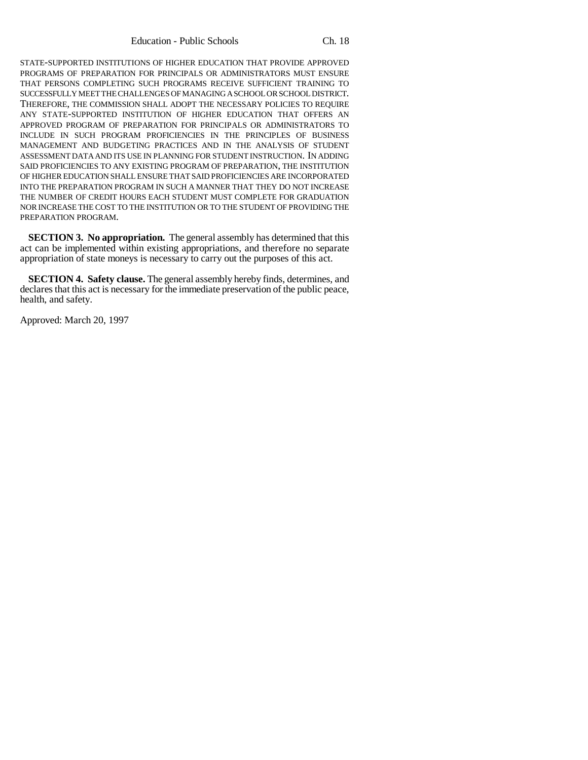STATE-SUPPORTED INSTITUTIONS OF HIGHER EDUCATION THAT PROVIDE APPROVED PROGRAMS OF PREPARATION FOR PRINCIPALS OR ADMINISTRATORS MUST ENSURE THAT PERSONS COMPLETING SUCH PROGRAMS RECEIVE SUFFICIENT TRAINING TO SUCCESSFULLY MEET THE CHALLENGES OF MANAGING A SCHOOL OR SCHOOL DISTRICT. THEREFORE, THE COMMISSION SHALL ADOPT THE NECESSARY POLICIES TO REQUIRE ANY STATE-SUPPORTED INSTITUTION OF HIGHER EDUCATION THAT OFFERS AN APPROVED PROGRAM OF PREPARATION FOR PRINCIPALS OR ADMINISTRATORS TO INCLUDE IN SUCH PROGRAM PROFICIENCIES IN THE PRINCIPLES OF BUSINESS MANAGEMENT AND BUDGETING PRACTICES AND IN THE ANALYSIS OF STUDENT ASSESSMENT DATA AND ITS USE IN PLANNING FOR STUDENT INSTRUCTION. IN ADDING SAID PROFICIENCIES TO ANY EXISTING PROGRAM OF PREPARATION, THE INSTITUTION OF HIGHER EDUCATION SHALL ENSURE THAT SAID PROFICIENCIES ARE INCORPORATED INTO THE PREPARATION PROGRAM IN SUCH A MANNER THAT THEY DO NOT INCREASE THE NUMBER OF CREDIT HOURS EACH STUDENT MUST COMPLETE FOR GRADUATION NOR INCREASE THE COST TO THE INSTITUTION OR TO THE STUDENT OF PROVIDING THE PREPARATION PROGRAM.

**SECTION 3. No appropriation.** The general assembly has determined that this act can be implemented within existing appropriations, and therefore no separate appropriation of state moneys is necessary to carry out the purposes of this act.

**SECTION 4. Safety clause.** The general assembly hereby finds, determines, and declares that this act is necessary for the immediate preservation of the public peace, health, and safety.

Approved: March 20, 1997